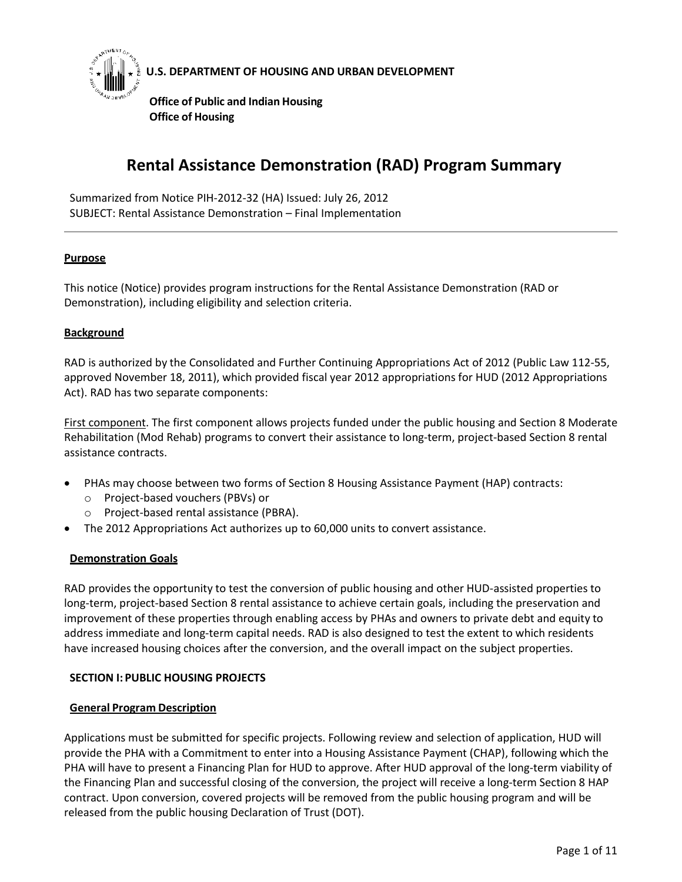**U.S. DEPARTMENT OF HOUSING AND URBAN DEVELOPMENT**

**Office of Public and Indian Housing**
**Office of Housing**

# Rental Assistance Demonstration (RAD) Program Summary

Summarized from Notice PIH-2012-32 (HA) Issued: July 26, 2012
SUBJECT: Rental Assistance Demonstration – Final Implementation

---

## Purpose

This notice (Notice) provides program instructions for the Rental Assistance Demonstration (RAD or Demonstration), including eligibility and selection criteria.

## Background

RAD is authorized by the Consolidated and Further Continuing Appropriations Act of 2012 (Public Law 112-55, approved November 18, 2011), which provided fiscal year 2012 appropriations for HUD (2012 Appropriations Act). RAD has two separate components:

First component. The first component allows projects funded under the public housing and Section 8 Moderate Rehabilitation (Mod Rehab) programs to convert their assistance to long-term, project-based Section 8 rental assistance contracts.

- PHAs may choose between two forms of Section 8 Housing Assistance Payment (HAP) contracts:
  - Project-based vouchers (PBVs) or
  - Project-based rental assistance (PBRA).
- The 2012 Appropriations Act authorizes up to 60,000 units to convert assistance.

## Demonstration Goals

RAD provides the opportunity to test the conversion of public housing and other HUD-assisted properties to long-term, project-based Section 8 rental assistance to achieve certain goals, including the preservation and improvement of these properties through enabling access by PHAs and owners to private debt and equity to address immediate and long-term capital needs. RAD is also designed to test the extent to which residents have increased housing choices after the conversion, and the overall impact on the subject properties.

## SECTION I: PUBLIC HOUSING PROJECTS

### General Program Description

Applications must be submitted for specific projects. Following review and selection of application, HUD will provide the PHA with a Commitment to enter into a Housing Assistance Payment (CHAP), following which the PHA will have to present a Financing Plan for HUD to approve. After HUD approval of the long-term viability of the Financing Plan and successful closing of the conversion, the project will receive a long-term Section 8 HAP contract. Upon conversion, covered projects will be removed from the public housing program and will be released from the public housing Declaration of Trust (DOT).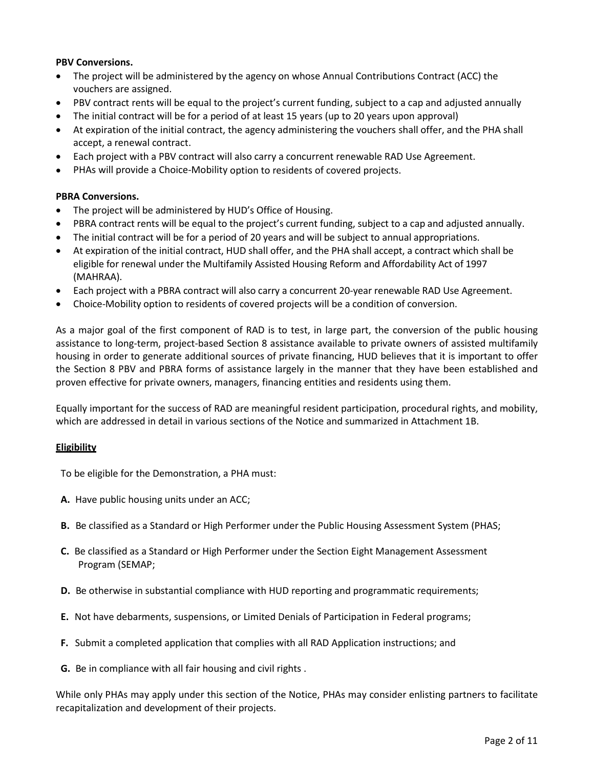**PBV Conversions.**

- The project will be administered by the agency on whose Annual Contributions Contract (ACC) the vouchers are assigned.
- PBV contract rents will be equal to the project's current funding, subject to a cap and adjusted annually
- The initial contract will be for a period of at least 15 years (up to 20 years upon approval)
- At expiration of the initial contract, the agency administering the vouchers shall offer, and the PHA shall accept, a renewal contract.
- Each project with a PBV contract will also carry a concurrent renewable RAD Use Agreement.
- PHAs will provide a Choice-Mobility option to residents of covered projects.

**PBRA Conversions.**

- The project will be administered by HUD's Office of Housing.
- PBRA contract rents will be equal to the project's current funding, subject to a cap and adjusted annually.
- The initial contract will be for a period of 20 years and will be subject to annual appropriations.
- At expiration of the initial contract, HUD shall offer, and the PHA shall accept, a contract which shall be eligible for renewal under the Multifamily Assisted Housing Reform and Affordability Act of 1997 (MAHRAA).
- Each project with a PBRA contract will also carry a concurrent 20-year renewable RAD Use Agreement.
- Choice-Mobility option to residents of covered projects will be a condition of conversion.

As a major goal of the first component of RAD is to test, in large part, the conversion of the public housing assistance to long-term, project-based Section 8 assistance available to private owners of assisted multifamily housing in order to generate additional sources of private financing, HUD believes that it is important to offer the Section 8 PBV and PBRA forms of assistance largely in the manner that they have been established and proven effective for private owners, managers, financing entities and residents using them.

Equally important for the success of RAD are meaningful resident participation, procedural rights, and mobility, which are addressed in detail in various sections of the Notice and summarized in Attachment 1B.

**Eligibility**

To be eligible for the Demonstration, a PHA must:

**A.** Have public housing units under an ACC;

**B.** Be classified as a Standard or High Performer under the Public Housing Assessment System (PHAS;

**C.** Be classified as a Standard or High Performer under the Section Eight Management Assessment Program (SEMAP;

**D.** Be otherwise in substantial compliance with HUD reporting and programmatic requirements;

**E.** Not have debarments, suspensions, or Limited Denials of Participation in Federal programs;

**F.** Submit a completed application that complies with all RAD Application instructions; and

**G.** Be in compliance with all fair housing and civil rights .

While only PHAs may apply under this section of the Notice, PHAs may consider enlisting partners to facilitate recapitalization and development of their projects.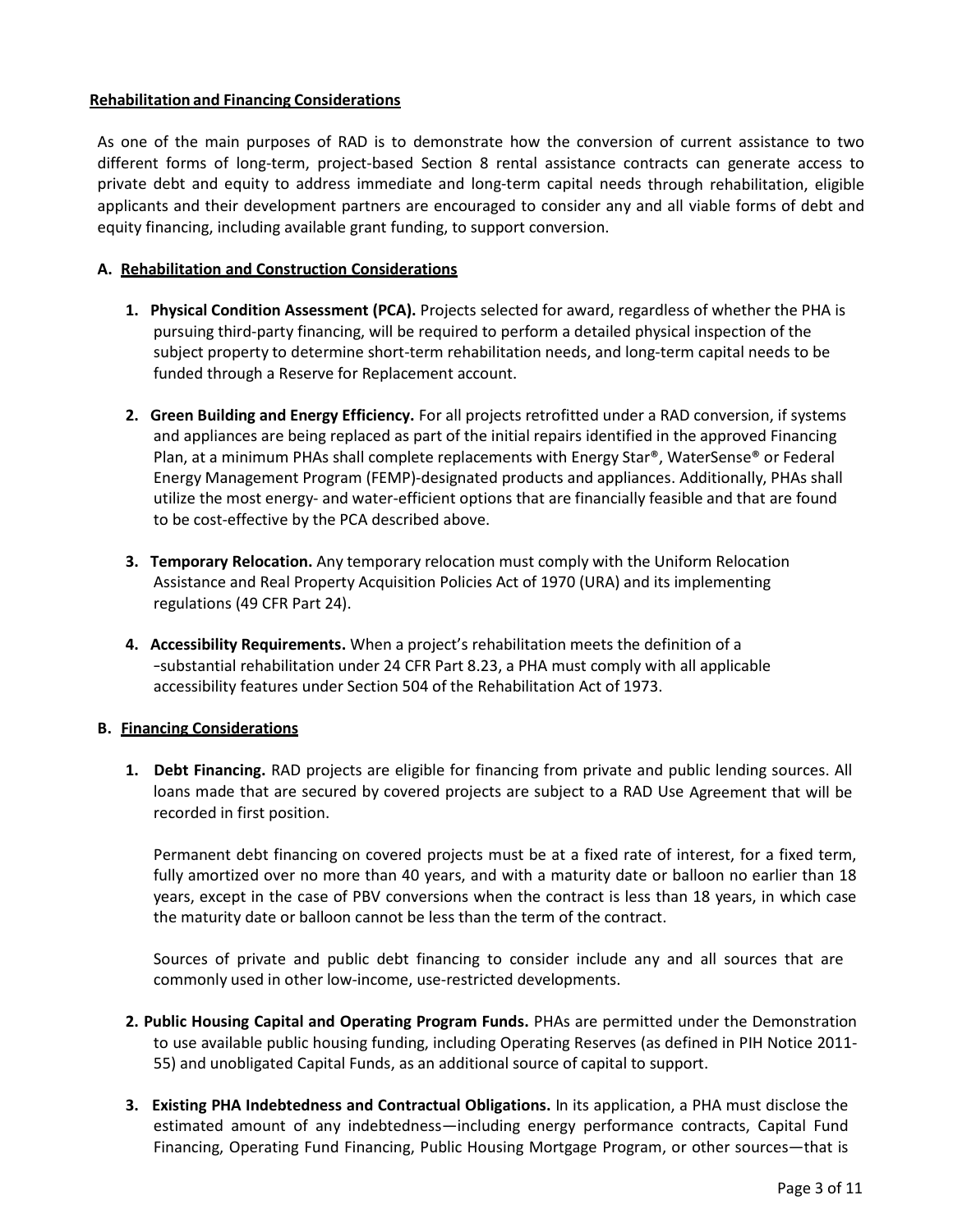## Rehabilitation and Financing Considerations

As one of the main purposes of RAD is to demonstrate how the conversion of current assistance to two different forms of long-term, project-based Section 8 rental assistance contracts can generate access to private debt and equity to address immediate and long-term capital needs through rehabilitation, eligible applicants and their development partners are encouraged to consider any and all viable forms of debt and equity financing, including available grant funding, to support conversion.

### A. Rehabilitation and Construction Considerations

1. **Physical Condition Assessment (PCA).** Projects selected for award, regardless of whether the PHA is pursuing third-party financing, will be required to perform a detailed physical inspection of the subject property to determine short-term rehabilitation needs, and long-term capital needs to be funded through a Reserve for Replacement account.

2. **Green Building and Energy Efficiency.** For all projects retrofitted under a RAD conversion, if systems and appliances are being replaced as part of the initial repairs identified in the approved Financing Plan, at a minimum PHAs shall complete replacements with Energy Star®, WaterSense® or Federal Energy Management Program (FEMP)-designated products and appliances. Additionally, PHAs shall utilize the most energy- and water-efficient options that are financially feasible and that are found to be cost-effective by the PCA described above.

3. **Temporary Relocation.** Any temporary relocation must comply with the Uniform Relocation Assistance and Real Property Acquisition Policies Act of 1970 (URA) and its implementing regulations (49 CFR Part 24).

4. **Accessibility Requirements.** When a project's rehabilitation meets the definition of a -substantial rehabilitation under 24 CFR Part 8.23, a PHA must comply with all applicable accessibility features under Section 504 of the Rehabilitation Act of 1973.

### B. Financing Considerations

1. **Debt Financing.** RAD projects are eligible for financing from private and public lending sources. All loans made that are secured by covered projects are subject to a RAD Use Agreement that will be recorded in first position.

   Permanent debt financing on covered projects must be at a fixed rate of interest, for a fixed term, fully amortized over no more than 40 years, and with a maturity date or balloon no earlier than 18 years, except in the case of PBV conversions when the contract is less than 18 years, in which case the maturity date or balloon cannot be less than the term of the contract.

   Sources of private and public debt financing to consider include any and all sources that are commonly used in other low-income, use-restricted developments.

2. **Public Housing Capital and Operating Program Funds.** PHAs are permitted under the Demonstration to use available public housing funding, including Operating Reserves (as defined in PIH Notice 2011-55) and unobligated Capital Funds, as an additional source of capital to support.

3. **Existing PHA Indebtedness and Contractual Obligations.** In its application, a PHA must disclose the estimated amount of any indebtedness—including energy performance contracts, Capital Fund Financing, Operating Fund Financing, Public Housing Mortgage Program, or other sources—that is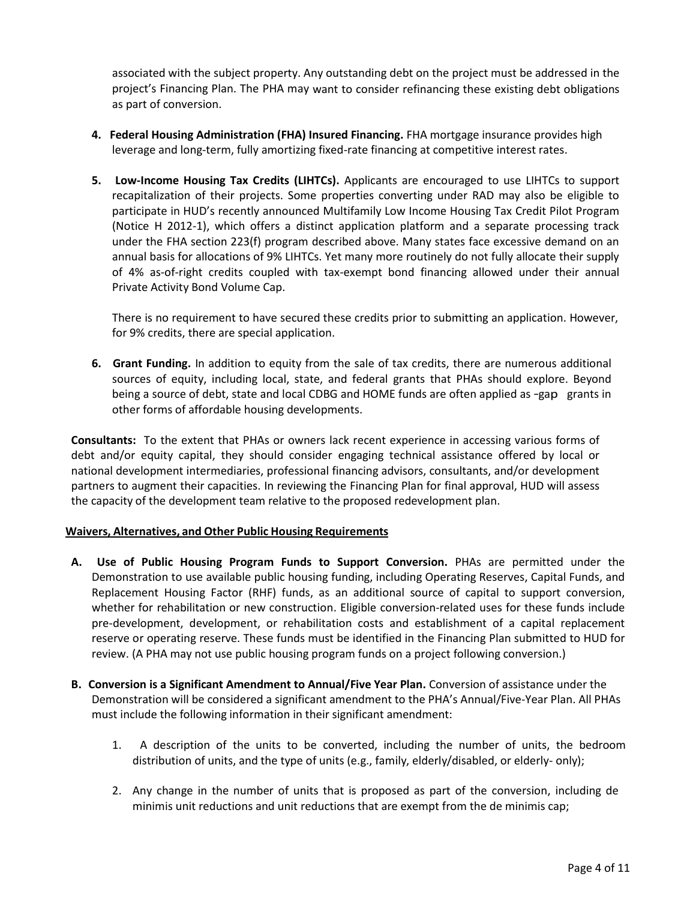associated with the subject property. Any outstanding debt on the project must be addressed in the project's Financing Plan. The PHA may want to consider refinancing these existing debt obligations as part of conversion.

4. **Federal Housing Administration (FHA) Insured Financing.** FHA mortgage insurance provides high leverage and long-term, fully amortizing fixed-rate financing at competitive interest rates.

5. **Low-Income Housing Tax Credits (LIHTCs).** Applicants are encouraged to use LIHTCs to support recapitalization of their projects. Some properties converting under RAD may also be eligible to participate in HUD's recently announced Multifamily Low Income Housing Tax Credit Pilot Program (Notice H 2012-1), which offers a distinct application platform and a separate processing track under the FHA section 223(f) program described above. Many states face excessive demand on an annual basis for allocations of 9% LIHTCs. Yet many more routinely do not fully allocate their supply of 4% as-of-right credits coupled with tax-exempt bond financing allowed under their annual Private Activity Bond Volume Cap.

   There is no requirement to have secured these credits prior to submitting an application. However, for 9% credits, there are special application.

6. **Grant Funding.** In addition to equity from the sale of tax credits, there are numerous additional sources of equity, including local, state, and federal grants that PHAs should explore. Beyond being a source of debt, state and local CDBG and HOME funds are often applied as -gap grants in other forms of affordable housing developments.

**Consultants:** To the extent that PHAs or owners lack recent experience in accessing various forms of debt and/or equity capital, they should consider engaging technical assistance offered by local or national development intermediaries, professional financing advisors, consultants, and/or development partners to augment their capacities. In reviewing the Financing Plan for final approval, HUD will assess the capacity of the development team relative to the proposed redevelopment plan.

**Waivers, Alternatives, and Other Public Housing Requirements**

**A. Use of Public Housing Program Funds to Support Conversion.** PHAs are permitted under the Demonstration to use available public housing funding, including Operating Reserves, Capital Funds, and Replacement Housing Factor (RHF) funds, as an additional source of capital to support conversion, whether for rehabilitation or new construction. Eligible conversion-related uses for these funds include pre-development, development, or rehabilitation costs and establishment of a capital replacement reserve or operating reserve. These funds must be identified in the Financing Plan submitted to HUD for review. (A PHA may not use public housing program funds on a project following conversion.)

**B. Conversion is a Significant Amendment to Annual/Five Year Plan.** Conversion of assistance under the Demonstration will be considered a significant amendment to the PHA's Annual/Five-Year Plan. All PHAs must include the following information in their significant amendment:

1. A description of the units to be converted, including the number of units, the bedroom distribution of units, and the type of units (e.g., family, elderly/disabled, or elderly- only);

2. Any change in the number of units that is proposed as part of the conversion, including de minimis unit reductions and unit reductions that are exempt from the de minimis cap;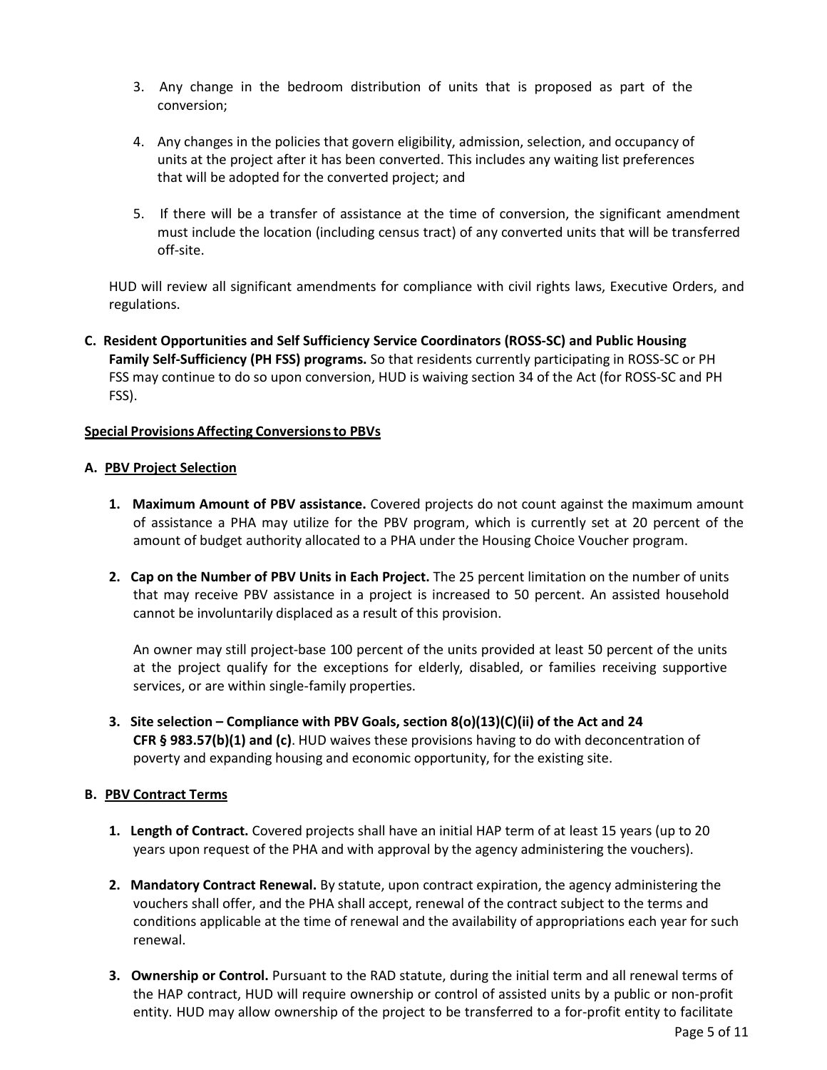3. Any change in the bedroom distribution of units that is proposed as part of the conversion;

4. Any changes in the policies that govern eligibility, admission, selection, and occupancy of units at the project after it has been converted. This includes any waiting list preferences that will be adopted for the converted project; and

5. If there will be a transfer of assistance at the time of conversion, the significant amendment must include the location (including census tract) of any converted units that will be transferred off-site.

HUD will review all significant amendments for compliance with civil rights laws, Executive Orders, and regulations.

**C. Resident Opportunities and Self Sufficiency Service Coordinators (ROSS-SC) and Public Housing Family Self-Sufficiency (PH FSS) programs.** So that residents currently participating in ROSS-SC or PH FSS may continue to do so upon conversion, HUD is waiving section 34 of the Act (for ROSS-SC and PH FSS).

**Special Provisions Affecting Conversions to PBVs**

**A. PBV Project Selection**

1. **Maximum Amount of PBV assistance.** Covered projects do not count against the maximum amount of assistance a PHA may utilize for the PBV program, which is currently set at 20 percent of the amount of budget authority allocated to a PHA under the Housing Choice Voucher program.

2. **Cap on the Number of PBV Units in Each Project.** The 25 percent limitation on the number of units that may receive PBV assistance in a project is increased to 50 percent. An assisted household cannot be involuntarily displaced as a result of this provision.

   An owner may still project-base 100 percent of the units provided at least 50 percent of the units at the project qualify for the exceptions for elderly, disabled, or families receiving supportive services, or are within single-family properties.

3. **Site selection – Compliance with PBV Goals, section 8(o)(13)(C)(ii) of the Act and 24 CFR § 983.57(b)(1) and (c)**. HUD waives these provisions having to do with deconcentration of poverty and expanding housing and economic opportunity, for the existing site.

**B. PBV Contract Terms**

1. **Length of Contract.** Covered projects shall have an initial HAP term of at least 15 years (up to 20 years upon request of the PHA and with approval by the agency administering the vouchers).

2. **Mandatory Contract Renewal.** By statute, upon contract expiration, the agency administering the vouchers shall offer, and the PHA shall accept, renewal of the contract subject to the terms and conditions applicable at the time of renewal and the availability of appropriations each year for such renewal.

3. **Ownership or Control.** Pursuant to the RAD statute, during the initial term and all renewal terms of the HAP contract, HUD will require ownership or control of assisted units by a public or non-profit entity. HUD may allow ownership of the project to be transferred to a for-profit entity to facilitate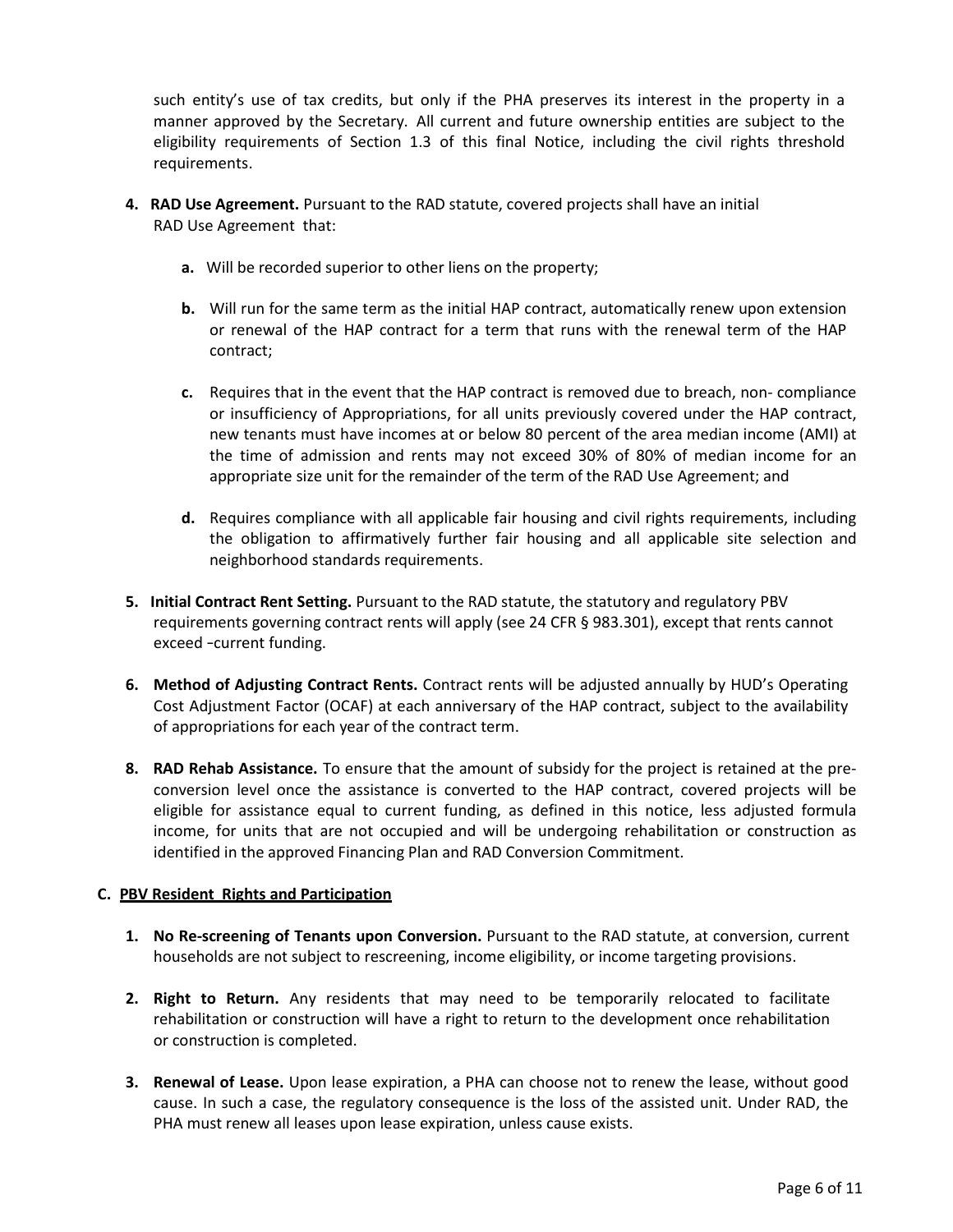such entity's use of tax credits, but only if the PHA preserves its interest in the property in a manner approved by the Secretary. All current and future ownership entities are subject to the eligibility requirements of Section 1.3 of this final Notice, including the civil rights threshold requirements.

4. **RAD Use Agreement.** Pursuant to the RAD statute, covered projects shall have an initial RAD Use Agreement that:

   a. Will be recorded superior to other liens on the property;

   b. Will run for the same term as the initial HAP contract, automatically renew upon extension or renewal of the HAP contract for a term that runs with the renewal term of the HAP contract;

   c. Requires that in the event that the HAP contract is removed due to breach, non- compliance or insufficiency of Appropriations, for all units previously covered under the HAP contract, new tenants must have incomes at or below 80 percent of the area median income (AMI) at the time of admission and rents may not exceed 30% of 80% of median income for an appropriate size unit for the remainder of the term of the RAD Use Agreement; and

   d. Requires compliance with all applicable fair housing and civil rights requirements, including the obligation to affirmatively further fair housing and all applicable site selection and neighborhood standards requirements.

5. **Initial Contract Rent Setting.** Pursuant to the RAD statute, the statutory and regulatory PBV requirements governing contract rents will apply (see 24 CFR § 983.301), except that rents cannot exceed –current funding.

6. **Method of Adjusting Contract Rents.** Contract rents will be adjusted annually by HUD's Operating Cost Adjustment Factor (OCAF) at each anniversary of the HAP contract, subject to the availability of appropriations for each year of the contract term.

8. **RAD Rehab Assistance.** To ensure that the amount of subsidy for the project is retained at the pre-conversion level once the assistance is converted to the HAP contract, covered projects will be eligible for assistance equal to current funding, as defined in this notice, less adjusted formula income, for units that are not occupied and will be undergoing rehabilitation or construction as identified in the approved Financing Plan and RAD Conversion Commitment.

**C. PBV Resident Rights and Participation**

1. **No Re-screening of Tenants upon Conversion.** Pursuant to the RAD statute, at conversion, current households are not subject to rescreening, income eligibility, or income targeting provisions.

2. **Right to Return.** Any residents that may need to be temporarily relocated to facilitate rehabilitation or construction will have a right to return to the development once rehabilitation or construction is completed.

3. **Renewal of Lease.** Upon lease expiration, a PHA can choose not to renew the lease, without good cause. In such a case, the regulatory consequence is the loss of the assisted unit. Under RAD, the PHA must renew all leases upon lease expiration, unless cause exists.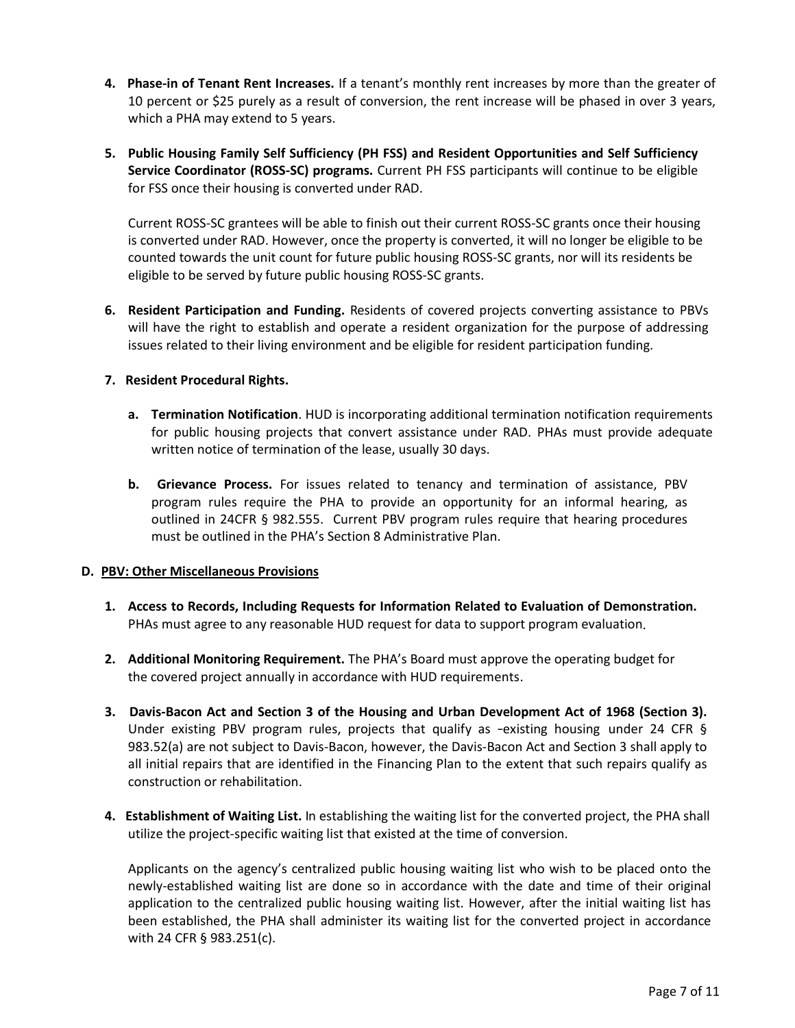4. **Phase-in of Tenant Rent Increases.** If a tenant's monthly rent increases by more than the greater of 10 percent or $25 purely as a result of conversion, the rent increase will be phased in over 3 years, which a PHA may extend to 5 years.

5. **Public Housing Family Self Sufficiency (PH FSS) and Resident Opportunities and Self Sufficiency Service Coordinator (ROSS-SC) programs.** Current PH FSS participants will continue to be eligible for FSS once their housing is converted under RAD.

   Current ROSS-SC grantees will be able to finish out their current ROSS-SC grants once their housing is converted under RAD. However, once the property is converted, it will no longer be eligible to be counted towards the unit count for future public housing ROSS-SC grants, nor will its residents be eligible to be served by future public housing ROSS-SC grants.

6. **Resident Participation and Funding.** Residents of covered projects converting assistance to PBVs will have the right to establish and operate a resident organization for the purpose of addressing issues related to their living environment and be eligible for resident participation funding.

7. **Resident Procedural Rights.**

   a. **Termination Notification**. HUD is incorporating additional termination notification requirements for public housing projects that convert assistance under RAD. PHAs must provide adequate written notice of termination of the lease, usually 30 days.

   b. **Grievance Process.** For issues related to tenancy and termination of assistance, PBV program rules require the PHA to provide an opportunity for an informal hearing, as outlined in 24CFR § 982.555. Current PBV program rules require that hearing procedures must be outlined in the PHA's Section 8 Administrative Plan.

**D. PBV: Other Miscellaneous Provisions**

1. **Access to Records, Including Requests for Information Related to Evaluation of Demonstration.** PHAs must agree to any reasonable HUD request for data to support program evaluation.

2. **Additional Monitoring Requirement.** The PHA's Board must approve the operating budget for the covered project annually in accordance with HUD requirements.

3. **Davis-Bacon Act and Section 3 of the Housing and Urban Development Act of 1968 (Section 3).** Under existing PBV program rules, projects that qualify as -existing housing under 24 CFR § 983.52(a) are not subject to Davis-Bacon, however, the Davis-Bacon Act and Section 3 shall apply to all initial repairs that are identified in the Financing Plan to the extent that such repairs qualify as construction or rehabilitation.

4. **Establishment of Waiting List.** In establishing the waiting list for the converted project, the PHA shall utilize the project-specific waiting list that existed at the time of conversion.

   Applicants on the agency's centralized public housing waiting list who wish to be placed onto the newly-established waiting list are done so in accordance with the date and time of their original application to the centralized public housing waiting list. However, after the initial waiting list has been established, the PHA shall administer its waiting list for the converted project in accordance with 24 CFR § 983.251(c).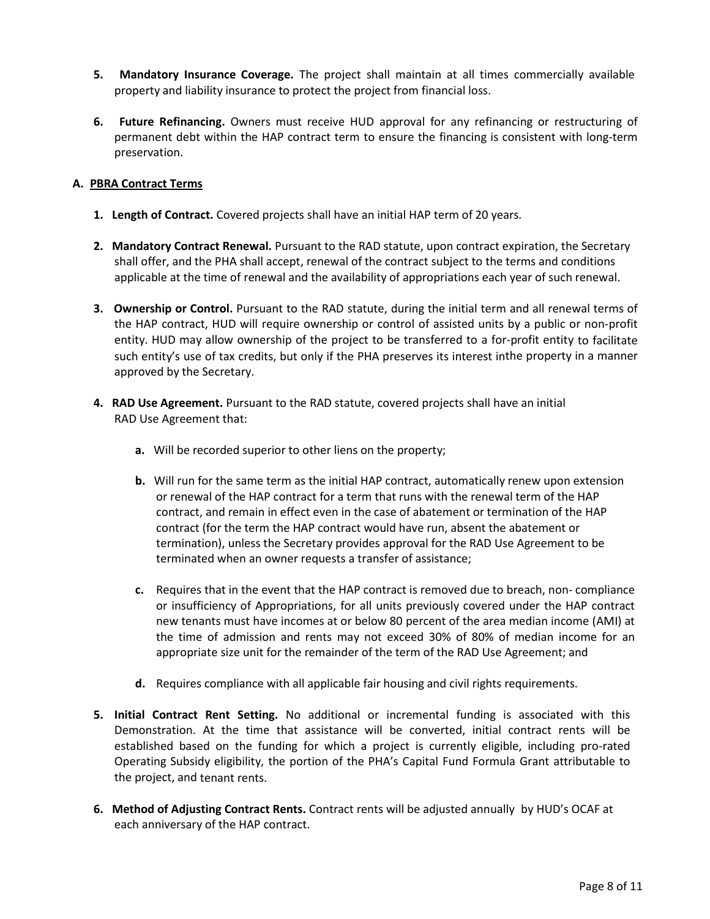5. **Mandatory Insurance Coverage.** The project shall maintain at all times commercially available property and liability insurance to protect the project from financial loss.

6. **Future Refinancing.** Owners must receive HUD approval for any refinancing or restructuring of permanent debt within the HAP contract term to ensure the financing is consistent with long-term preservation.

### A. PBRA Contract Terms

1. **Length of Contract.** Covered projects shall have an initial HAP term of 20 years.

2. **Mandatory Contract Renewal.** Pursuant to the RAD statute, upon contract expiration, the Secretary shall offer, and the PHA shall accept, renewal of the contract subject to the terms and conditions applicable at the time of renewal and the availability of appropriations each year of such renewal.

3. **Ownership or Control.** Pursuant to the RAD statute, during the initial term and all renewal terms of the HAP contract, HUD will require ownership or control of assisted units by a public or non-profit entity. HUD may allow ownership of the project to be transferred to a for-profit entity to facilitate such entity's use of tax credits, but only if the PHA preserves its interest inthe property in a manner approved by the Secretary.

4. **RAD Use Agreement.** Pursuant to the RAD statute, covered projects shall have an initial RAD Use Agreement that:

   a. Will be recorded superior to other liens on the property;

   b. Will run for the same term as the initial HAP contract, automatically renew upon extension or renewal of the HAP contract for a term that runs with the renewal term of the HAP contract, and remain in effect even in the case of abatement or termination of the HAP contract (for the term the HAP contract would have run, absent the abatement or termination), unless the Secretary provides approval for the RAD Use Agreement to be terminated when an owner requests a transfer of assistance;

   c. Requires that in the event that the HAP contract is removed due to breach, non- compliance or insufficiency of Appropriations, for all units previously covered under the HAP contract new tenants must have incomes at or below 80 percent of the area median income (AMI) at the time of admission and rents may not exceed 30% of 80% of median income for an appropriate size unit for the remainder of the term of the RAD Use Agreement; and

   d. Requires compliance with all applicable fair housing and civil rights requirements.

5. **Initial Contract Rent Setting.** No additional or incremental funding is associated with this Demonstration. At the time that assistance will be converted, initial contract rents will be established based on the funding for which a project is currently eligible, including pro-rated Operating Subsidy eligibility, the portion of the PHA's Capital Fund Formula Grant attributable to the project, and tenant rents.

6. **Method of Adjusting Contract Rents.** Contract rents will be adjusted annually by HUD's OCAF at each anniversary of the HAP contract.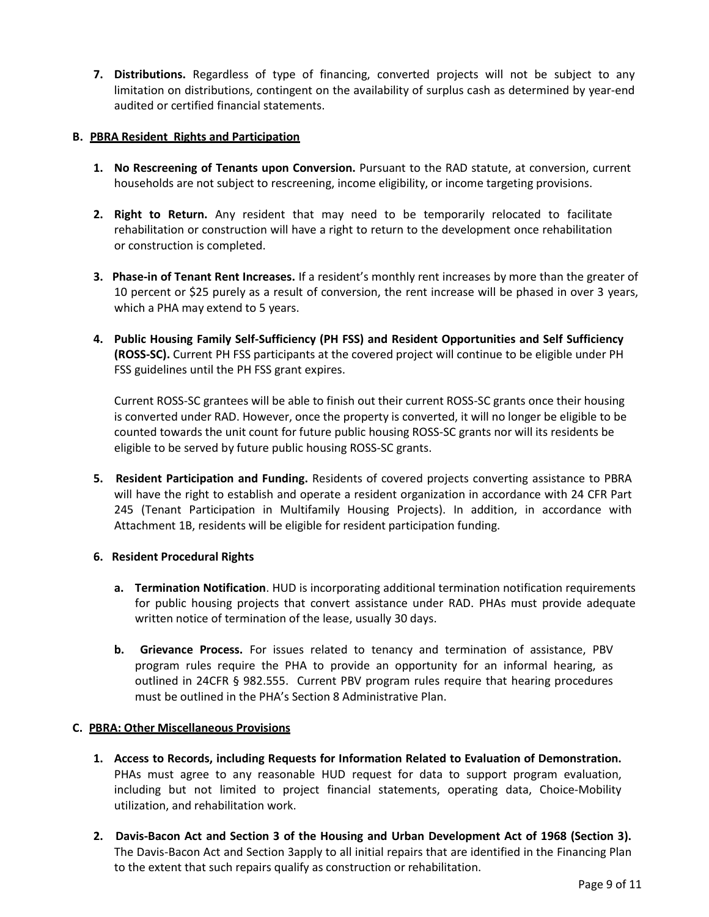7. **Distributions.** Regardless of type of financing, converted projects will not be subject to any limitation on distributions, contingent on the availability of surplus cash as determined by year-end audited or certified financial statements.

**B. PBRA Resident Rights and Participation**

1. **No Rescreening of Tenants upon Conversion.** Pursuant to the RAD statute, at conversion, current households are not subject to rescreening, income eligibility, or income targeting provisions.

2. **Right to Return.** Any resident that may need to be temporarily relocated to facilitate rehabilitation or construction will have a right to return to the development once rehabilitation or construction is completed.

3. **Phase-in of Tenant Rent Increases.** If a resident's monthly rent increases by more than the greater of 10 percent or $25 purely as a result of conversion, the rent increase will be phased in over 3 years, which a PHA may extend to 5 years.

4. **Public Housing Family Self-Sufficiency (PH FSS) and Resident Opportunities and Self Sufficiency (ROSS-SC).** Current PH FSS participants at the covered project will continue to be eligible under PH FSS guidelines until the PH FSS grant expires.

   Current ROSS-SC grantees will be able to finish out their current ROSS-SC grants once their housing is converted under RAD. However, once the property is converted, it will no longer be eligible to be counted towards the unit count for future public housing ROSS-SC grants nor will its residents be eligible to be served by future public housing ROSS-SC grants.

5. **Resident Participation and Funding.** Residents of covered projects converting assistance to PBRA will have the right to establish and operate a resident organization in accordance with 24 CFR Part 245 (Tenant Participation in Multifamily Housing Projects). In addition, in accordance with Attachment 1B, residents will be eligible for resident participation funding.

6. **Resident Procedural Rights**

   a. **Termination Notification**. HUD is incorporating additional termination notification requirements for public housing projects that convert assistance under RAD. PHAs must provide adequate written notice of termination of the lease, usually 30 days.

   b. **Grievance Process.** For issues related to tenancy and termination of assistance, PBV program rules require the PHA to provide an opportunity for an informal hearing, as outlined in 24CFR § 982.555. Current PBV program rules require that hearing procedures must be outlined in the PHA's Section 8 Administrative Plan.

**C. PBRA: Other Miscellaneous Provisions**

1. **Access to Records, including Requests for Information Related to Evaluation of Demonstration.** PHAs must agree to any reasonable HUD request for data to support program evaluation, including but not limited to project financial statements, operating data, Choice-Mobility utilization, and rehabilitation work.

2. **Davis-Bacon Act and Section 3 of the Housing and Urban Development Act of 1968 (Section 3).** The Davis-Bacon Act and Section 3apply to all initial repairs that are identified in the Financing Plan to the extent that such repairs qualify as construction or rehabilitation.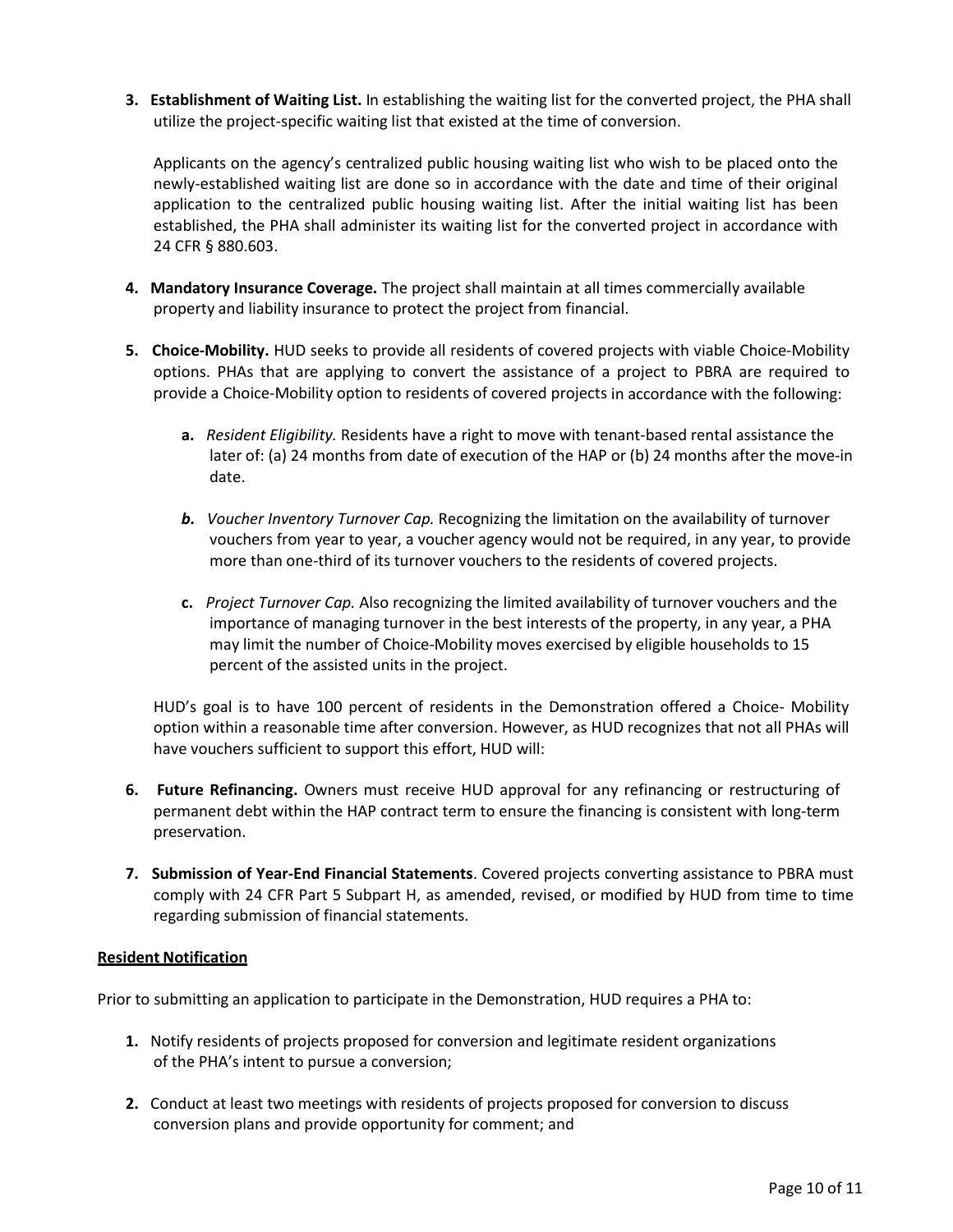3. **Establishment of Waiting List.** In establishing the waiting list for the converted project, the PHA shall utilize the project-specific waiting list that existed at the time of conversion.

   Applicants on the agency's centralized public housing waiting list who wish to be placed onto the newly-established waiting list are done so in accordance with the date and time of their original application to the centralized public housing waiting list. After the initial waiting list has been established, the PHA shall administer its waiting list for the converted project in accordance with 24 CFR § 880.603.

4. **Mandatory Insurance Coverage.** The project shall maintain at all times commercially available property and liability insurance to protect the project from financial.

5. **Choice-Mobility.** HUD seeks to provide all residents of covered projects with viable Choice-Mobility options. PHAs that are applying to convert the assistance of a project to PBRA are required to provide a Choice-Mobility option to residents of covered projects in accordance with the following:

   **a.** *Resident Eligibility.* Residents have a right to move with tenant-based rental assistance the later of: (a) 24 months from date of execution of the HAP or (b) 24 months after the move-in date.

   ***b.*** *Voucher Inventory Turnover Cap.* Recognizing the limitation on the availability of turnover vouchers from year to year, a voucher agency would not be required, in any year, to provide more than one-third of its turnover vouchers to the residents of covered projects.

   **c.** *Project Turnover Cap.* Also recognizing the limited availability of turnover vouchers and the importance of managing turnover in the best interests of the property, in any year, a PHA may limit the number of Choice-Mobility moves exercised by eligible households to 15 percent of the assisted units in the project.

   HUD's goal is to have 100 percent of residents in the Demonstration offered a Choice- Mobility option within a reasonable time after conversion. However, as HUD recognizes that not all PHAs will have vouchers sufficient to support this effort, HUD will:

6. **Future Refinancing.** Owners must receive HUD approval for any refinancing or restructuring of permanent debt within the HAP contract term to ensure the financing is consistent with long-term preservation.

7. **Submission of Year-End Financial Statements**. Covered projects converting assistance to PBRA must comply with 24 CFR Part 5 Subpart H, as amended, revised, or modified by HUD from time to time regarding submission of financial statements.

**Resident Notification**

Prior to submitting an application to participate in the Demonstration, HUD requires a PHA to:

1. Notify residents of projects proposed for conversion and legitimate resident organizations of the PHA's intent to pursue a conversion;

2. Conduct at least two meetings with residents of projects proposed for conversion to discuss conversion plans and provide opportunity for comment; and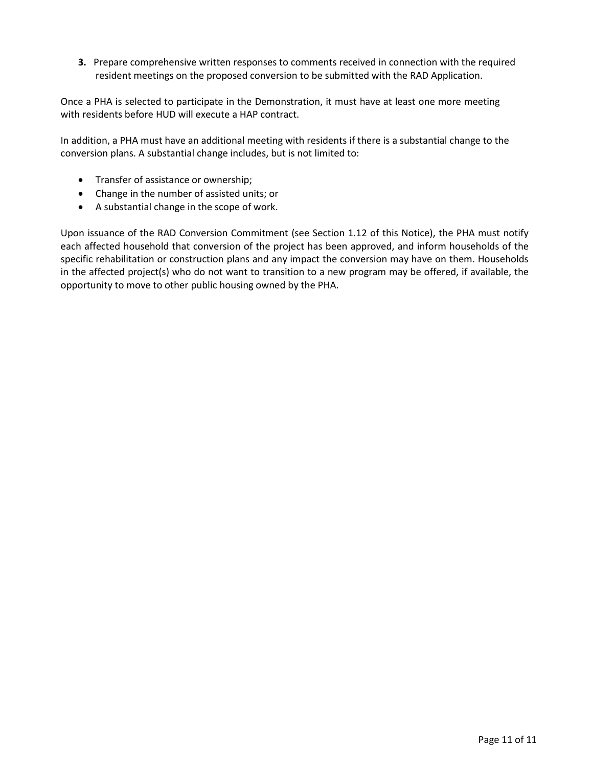3. Prepare comprehensive written responses to comments received in connection with the required resident meetings on the proposed conversion to be submitted with the RAD Application.

Once a PHA is selected to participate in the Demonstration, it must have at least one more meeting with residents before HUD will execute a HAP contract.

In addition, a PHA must have an additional meeting with residents if there is a substantial change to the conversion plans. A substantial change includes, but is not limited to:

- Transfer of assistance or ownership;
- Change in the number of assisted units; or
- A substantial change in the scope of work.

Upon issuance of the RAD Conversion Commitment (see Section 1.12 of this Notice), the PHA must notify each affected household that conversion of the project has been approved, and inform households of the specific rehabilitation or construction plans and any impact the conversion may have on them. Households in the affected project(s) who do not want to transition to a new program may be offered, if available, the opportunity to move to other public housing owned by the PHA.